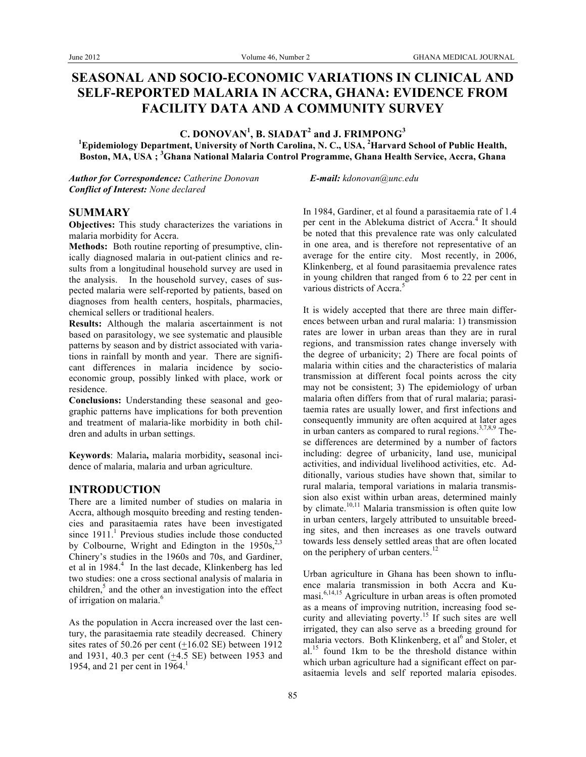# SEASONAL AND SOCIO-ECONOMIC VARIATIONS IN CLINICAL AND SELF-REPORTED MALARIA IN ACCRA, GHANA: EVIDENCE FROM FACILITY DATA AND A COMMUNITY SURVEY

**C. DONOVAN[1], B. SIADAT[2] and J. FRIMPONG[3]**

**[1]Epidemiology Department, University of North Carolina, N. C., USA, [2]Harvard School of Public Health, Boston, MA, USA ; [3]Ghana National Malaria Control Programme, Ghana Health Service, Accra, Ghana**

***Author for Correspondence:*** *Catherine Donovan* ***E-mail:*** *kdonovan@unc.edu*
***Conflict of Interest:*** *None declared*

## SUMMARY

**Objectives:** This study characterizes the variations in malaria morbidity for Accra.

**Methods:** Both routine reporting of presumptive, clinically diagnosed malaria in out-patient clinics and results from a longitudinal household survey are used in the analysis. In the household survey, cases of suspected malaria were self-reported by patients, based on diagnoses from health centers, hospitals, pharmacies, chemical sellers or traditional healers.

**Results:** Although the malaria ascertainment is not based on parasitology, we see systematic and plausible patterns by season and by district associated with variations in rainfall by month and year. There are significant differences in malaria incidence by socio-economic group, possibly linked with place, work or residence.

**Conclusions:** Understanding these seasonal and geographic patterns have implications for both prevention and treatment of malaria-like morbidity in both children and adults in urban settings.

**Keywords**: Malaria**,** malaria morbidity**,** seasonal incidence of malaria, malaria and urban agriculture.

## INTRODUCTION

There are a limited number of studies on malaria in Accra, although mosquito breeding and resting tendencies and parasitaemia rates have been investigated since 1911.[1] Previous studies include those conducted by Colbourne, Wright and Edington in the 1950s,[2,3] Chinery's studies in the 1960s and 70s, and Gardiner, et al in 1984.[4] In the last decade, Klinkenberg has led two studies: one a cross sectional analysis of malaria in children,[5] and the other an investigation into the effect of irrigation on malaria.[6]

As the population in Accra increased over the last century, the parasitaemia rate steadily decreased. Chinery sites rates of 50.26 per cent (±16.02 SE) between 1912 and 1931, 40.3 per cent (±4.5 SE) between 1953 and 1954, and 21 per cent in 1964.[1]

In 1984, Gardiner, et al found a parasitaemia rate of 1.4 per cent in the Ablekuma district of Accra.[4] It should be noted that this prevalence rate was only calculated in one area, and is therefore not representative of an average for the entire city. Most recently, in 2006, Klinkenberg, et al found parasitaemia prevalence rates in young children that ranged from 6 to 22 per cent in various districts of Accra.[5]

It is widely accepted that there are three main differences between urban and rural malaria: 1) transmission rates are lower in urban areas than they are in rural regions, and transmission rates change inversely with the degree of urbanicity; 2) There are focal points of malaria within cities and the characteristics of malaria transmission at different focal points across the city may not be consistent; 3) The epidemiology of urban malaria often differs from that of rural malaria; parasitaemia rates are usually lower, and first infections and consequently immunity are often acquired at later ages in urban canters as compared to rural regions.[3,7,8,9] These differences are determined by a number of factors including: degree of urbanicity, land use, municipal activities, and individual livelihood activities, etc. Additionally, various studies have shown that, similar to rural malaria, temporal variations in malaria transmission also exist within urban areas, determined mainly by climate.[10,11] Malaria transmission is often quite low in urban centers, largely attributed to unsuitable breeding sites, and then increases as one travels outward towards less densely settled areas that are often located on the periphery of urban centers.[12]

Urban agriculture in Ghana has been shown to influence malaria transmission in both Accra and Kumasi.[6,14,15] Agriculture in urban areas is often promoted as a means of improving nutrition, increasing food security and alleviating poverty.[15] If such sites are well irrigated, they can also serve as a breeding ground for malaria vectors. Both Klinkenberg, et al[6] and Stoler, et al.[15] found 1km to be the threshold distance within which urban agriculture had a significant effect on parasitaemia levels and self reported malaria episodes.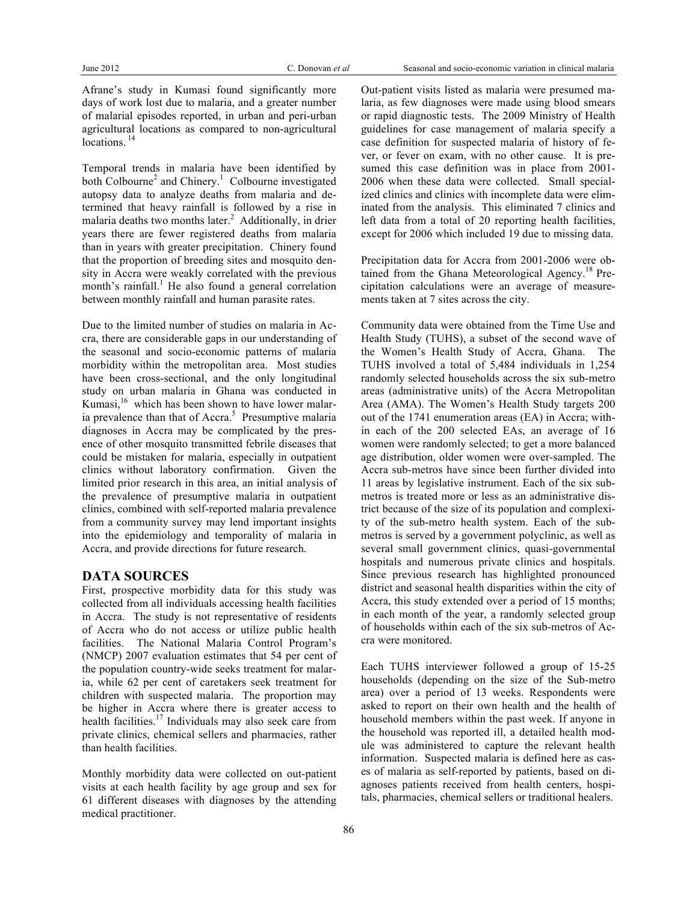Afrane's study in Kumasi found significantly more days of work lost due to malaria, and a greater number of malarial episodes reported, in urban and peri-urban agricultural locations as compared to non-agricultural locations. [14]

Temporal trends in malaria have been identified by both Colbourne[2] and Chinery.[1] Colbourne investigated autopsy data to analyze deaths from malaria and determined that heavy rainfall is followed by a rise in malaria deaths two months later.[2] Additionally, in drier years there are fewer registered deaths from malaria than in years with greater precipitation. Chinery found that the proportion of breeding sites and mosquito density in Accra were weakly correlated with the previous month's rainfall.[1] He also found a general correlation between monthly rainfall and human parasite rates.

Due to the limited number of studies on malaria in Accra, there are considerable gaps in our understanding of the seasonal and socio-economic patterns of malaria morbidity within the metropolitan area. Most studies have been cross-sectional, and the only longitudinal study on urban malaria in Ghana was conducted in Kumasi,[16] which has been shown to have lower malaria prevalence than that of Accra.[5] Presumptive malaria diagnoses in Accra may be complicated by the presence of other mosquito transmitted febrile diseases that could be mistaken for malaria, especially in outpatient clinics without laboratory confirmation. Given the limited prior research in this area, an initial analysis of the prevalence of presumptive malaria in outpatient clinics, combined with self-reported malaria prevalence from a community survey may lend important insights into the epidemiology and temporality of malaria in Accra, and provide directions for future research.

## DATA SOURCES

First, prospective morbidity data for this study was collected from all individuals accessing health facilities in Accra. The study is not representative of residents of Accra who do not access or utilize public health facilities. The National Malaria Control Program's (NMCP) 2007 evaluation estimates that 54 per cent of the population country-wide seeks treatment for malaria, while 62 per cent of caretakers seek treatment for children with suspected malaria. The proportion may be higher in Accra where there is greater access to health facilities.[17] Individuals may also seek care from private clinics, chemical sellers and pharmacies, rather than health facilities.

Monthly morbidity data were collected on out-patient visits at each health facility by age group and sex for 61 different diseases with diagnoses by the attending medical practitioner.

Out-patient visits listed as malaria were presumed malaria, as few diagnoses were made using blood smears or rapid diagnostic tests. The 2009 Ministry of Health guidelines for case management of malaria specify a case definition for suspected malaria of history of fever, or fever on exam, with no other cause. It is presumed this case definition was in place from 2001-2006 when these data were collected. Small specialized clinics and clinics with incomplete data were eliminated from the analysis. This eliminated 7 clinics and left data from a total of 20 reporting health facilities, except for 2006 which included 19 due to missing data.

Precipitation data for Accra from 2001-2006 were obtained from the Ghana Meteorological Agency.[18] Precipitation calculations were an average of measurements taken at 7 sites across the city.

Community data were obtained from the Time Use and Health Study (TUHS), a subset of the second wave of the Women's Health Study of Accra, Ghana. The TUHS involved a total of 5,484 individuals in 1,254 randomly selected households across the six sub-metro areas (administrative units) of the Accra Metropolitan Area (AMA). The Women's Health Study targets 200 out of the 1741 enumeration areas (EA) in Accra; within each of the 200 selected EAs, an average of 16 women were randomly selected; to get a more balanced age distribution, older women were over-sampled. The Accra sub-metros have since been further divided into 11 areas by legislative instrument. Each of the six sub-metros is treated more or less as an administrative district because of the size of its population and complexity of the sub-metro health system. Each of the sub-metros is served by a government polyclinic, as well as several small government clinics, quasi-governmental hospitals and numerous private clinics and hospitals. Since previous research has highlighted pronounced district and seasonal health disparities within the city of Accra, this study extended over a period of 15 months; in each month of the year, a randomly selected group of households within each of the six sub-metros of Accra were monitored.

Each TUHS interviewer followed a group of 15-25 households (depending on the size of the Sub-metro area) over a period of 13 weeks. Respondents were asked to report on their own health and the health of household members within the past week. If anyone in the household was reported ill, a detailed health module was administered to capture the relevant health information. Suspected malaria is defined here as cases of malaria as self-reported by patients, based on diagnoses patients received from health centers, hospitals, pharmacies, chemical sellers or traditional healers.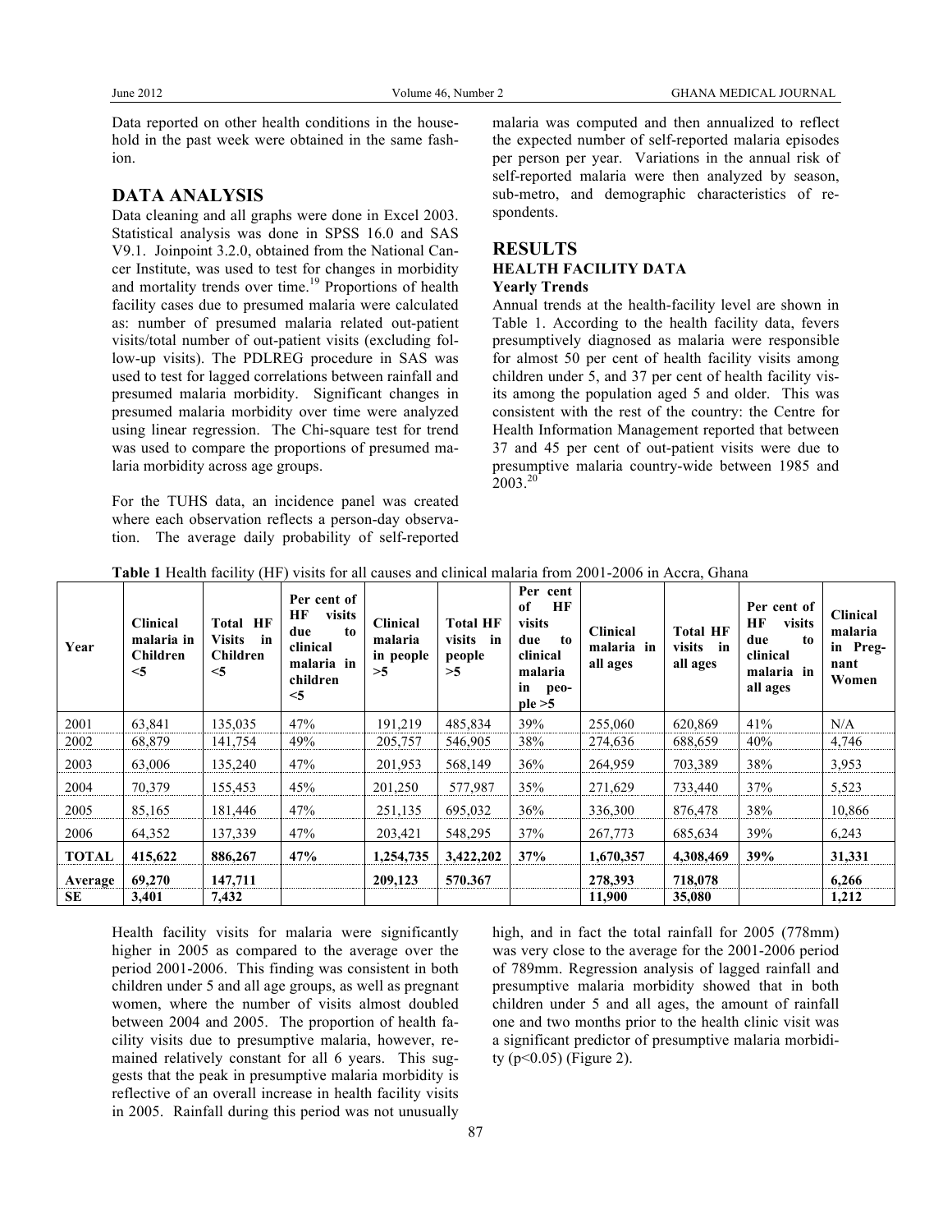Data reported on other health conditions in the household in the past week were obtained in the same fashion.

## DATA ANALYSIS

Data cleaning and all graphs were done in Excel 2003. Statistical analysis was done in SPSS 16.0 and SAS V9.1. Joinpoint 3.2.0, obtained from the National Cancer Institute, was used to test for changes in morbidity and mortality trends over time.[19] Proportions of health facility cases due to presumed malaria were calculated as: number of presumed malaria related out-patient visits/total number of out-patient visits (excluding follow-up visits). The PDLREG procedure in SAS was used to test for lagged correlations between rainfall and presumed malaria morbidity. Significant changes in presumed malaria morbidity over time were analyzed using linear regression. The Chi-square test for trend was used to compare the proportions of presumed malaria morbidity across age groups.

For the TUHS data, an incidence panel was created where each observation reflects a person-day observation. The average daily probability of self-reported malaria was computed and then annualized to reflect the expected number of self-reported malaria episodes per person per year. Variations in the annual risk of self-reported malaria were then analyzed by season, sub-metro, and demographic characteristics of respondents.

## RESULTS

### HEALTH FACILITY DATA

#### Yearly Trends

Annual trends at the health-facility level are shown in Table 1. According to the health facility data, fevers presumptively diagnosed as malaria were responsible for almost 50 per cent of health facility visits among children under 5, and 37 per cent of health facility visits among the population aged 5 and older. This was consistent with the rest of the country: the Centre for Health Information Management reported that between 37 and 45 per cent of out-patient visits were due to presumptive malaria country-wide between 1985 and 2003.[20]

**Table 1** Health facility (HF) visits for all causes and clinical malaria from 2001-2006 in Accra, Ghana

| Year | Clinical malaria in Children <5 | Total HF Visits in Children <5 | Per cent of HF visits due to clinical malaria in children <5 | Clinical malaria in people >5 | Total HF visits in people >5 | Per cent of HF visits due to clinical malaria in people >5 | Clinical malaria in all ages | Total HF visits in all ages | Per cent of HF visits due to clinical malaria in all ages | Clinical malaria in Pregnant Women |
|---|---|---|---|---|---|---|---|---|---|---|
| 2001 | 63,841 | 135,035 | 47% | 191,219 | 485,834 | 39% | 255,060 | 620,869 | 41% | N/A |
| 2002 | 68,879 | 141,754 | 49% | 205,757 | 546,905 | 38% | 274,636 | 688,659 | 40% | 4,746 |
| 2003 | 63,006 | 135,240 | 47% | 201,953 | 568,149 | 36% | 264,959 | 703,389 | 38% | 3,953 |
| 2004 | 70,379 | 155,453 | 45% | 201,250 | 577,987 | 35% | 271,629 | 733,440 | 37% | 5,523 |
| 2005 | 85,165 | 181,446 | 47% | 251,135 | 695,032 | 36% | 336,300 | 876,478 | 38% | 10,866 |
| 2006 | 64,352 | 137,339 | 47% | 203,421 | 548,295 | 37% | 267,773 | 685,634 | 39% | 6,243 |
| **TOTAL** | **415,622** | **886,267** | **47%** | **1,254,735** | **3,422,202** | **37%** | **1,670,357** | **4,308,469** | **39%** | **31,331** |
| **Average** | **69,270** | **147,711** | | **209,123** | **570.367** | | **278,393** | **718,078** | | **6,266** |
| **SE** | **3,401** | **7,432** | | | | | **11,900** | **35,080** | | **1,212** |

Health facility visits for malaria were significantly higher in 2005 as compared to the average over the period 2001-2006. This finding was consistent in both children under 5 and all age groups, as well as pregnant women, where the number of visits almost doubled between 2004 and 2005. The proportion of health facility visits due to presumptive malaria, however, remained relatively constant for all 6 years. This suggests that the peak in presumptive malaria morbidity is reflective of an overall increase in health facility visits in 2005. Rainfall during this period was not unusually high, and in fact the total rainfall for 2005 (778mm) was very close to the average for the 2001-2006 period of 789mm. Regression analysis of lagged rainfall and presumptive malaria morbidity showed that in both children under 5 and all ages, the amount of rainfall one and two months prior to the health clinic visit was a significant predictor of presumptive malaria morbidity ($p<0.05$) (Figure 2).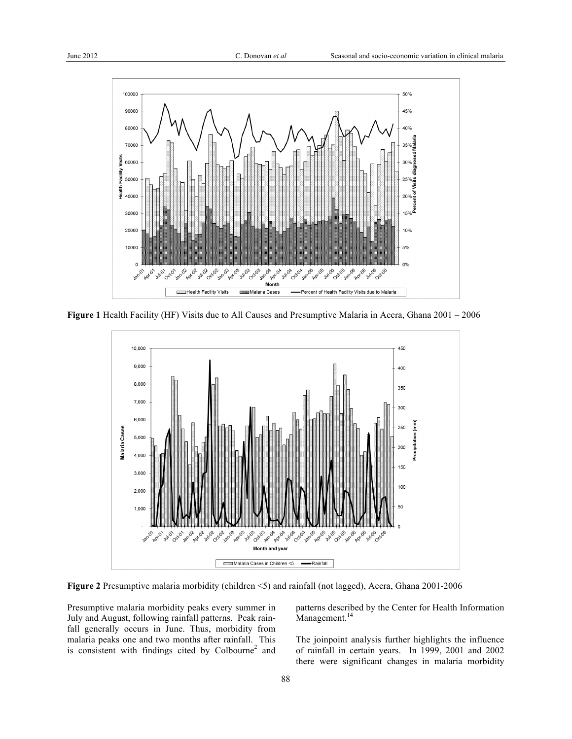**Figure 1** Health Facility (HF) Visits due to All Causes and Presumptive Malaria in Accra, Ghana 2001 – 2006

**Figure 2** Presumptive malaria morbidity (children <5) and rainfall (not lagged), Accra, Ghana 2001-2006

Presumptive malaria morbidity peaks every summer in July and August, following rainfall patterns. Peak rainfall generally occurs in June. Thus, morbidity from malaria peaks one and two months after rainfall. This is consistent with findings cited by Colbourne[2] and patterns described by the Center for Health Information Management.[14]

The joinpoint analysis further highlights the influence of rainfall in certain years. In 1999, 2001 and 2002 there were significant changes in malaria morbidity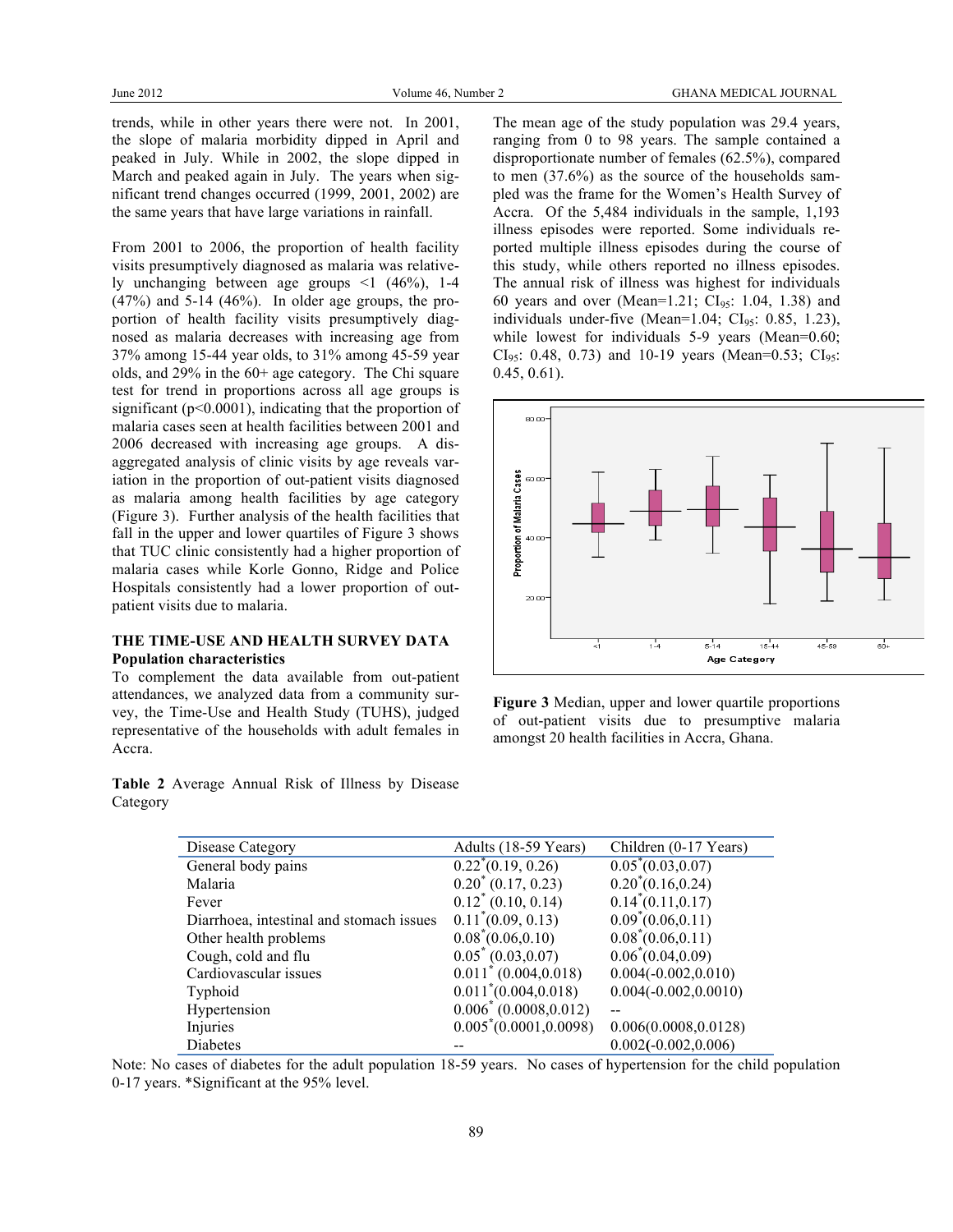trends, while in other years there were not. In 2001, the slope of malaria morbidity dipped in April and peaked in July. While in 2002, the slope dipped in March and peaked again in July. The years when significant trend changes occurred (1999, 2001, 2002) are the same years that have large variations in rainfall.

From 2001 to 2006, the proportion of health facility visits presumptively diagnosed as malaria was relatively unchanging between age groups <1 (46%), 1-4 (47%) and 5-14 (46%). In older age groups, the proportion of health facility visits presumptively diagnosed as malaria decreases with increasing age from 37% among 15-44 year olds, to 31% among 45-59 year olds, and 29% in the 60+ age category. The Chi square test for trend in proportions across all age groups is significant ($p<0.0001$), indicating that the proportion of malaria cases seen at health facilities between 2001 and 2006 decreased with increasing age groups. A disaggregated analysis of clinic visits by age reveals variation in the proportion of out-patient visits diagnosed as malaria among health facilities by age category (Figure 3). Further analysis of the health facilities that fall in the upper and lower quartiles of Figure 3 shows that TUC clinic consistently had a higher proportion of malaria cases while Korle Gonno, Ridge and Police Hospitals consistently had a lower proportion of out-patient visits due to malaria.

## THE TIME-USE AND HEALTH SURVEY DATA

### Population characteristics

To complement the data available from out-patient attendances, we analyzed data from a community survey, the Time-Use and Health Study (TUHS), judged representative of the households with adult females in Accra.

The mean age of the study population was 29.4 years, ranging from 0 to 98 years. The sample contained a disproportionate number of females (62.5%), compared to men (37.6%) as the source of the households sampled was the frame for the Women's Health Survey of Accra. Of the 5,484 individuals in the sample, 1,193 illness episodes were reported. Some individuals reported multiple illness episodes during the course of this study, while others reported no illness episodes. The annual risk of illness was highest for individuals 60 years and over (Mean=1.21; $CI_{95}$: 1.04, 1.38) and individuals under-five (Mean=1.04; $CI_{95}$: 0.85, 1.23), while lowest for individuals 5-9 years (Mean=0.60; $CI_{95}$: 0.48, 0.73) and 10-19 years (Mean=0.53; $CI_{95}$: 0.45, 0.61).

**Figure 3** Median, upper and lower quartile proportions of out-patient visits due to presumptive malaria amongst 20 health facilities in Accra, Ghana.

**Table 2** Average Annual Risk of Illness by Disease Category

| Disease Category | Adults (18-59 Years) | Children (0-17 Years) |
|---|---|---|
| General body pains | 0.22* (0.19, 0.26) | 0.05* (0.03,0.07) |
| Malaria | 0.20* (0.17, 0.23) | 0.20* (0.16,0.24) |
| Fever | 0.12* (0.10, 0.14) | 0.14* (0.11,0.17) |
| Diarrhoea, intestinal and stomach issues | 0.11* (0.09, 0.13) | 0.09* (0.06,0.11) |
| Other health problems | 0.08* (0.06,0.10) | 0.08* (0.06,0.11) |
| Cough, cold and flu | 0.05* (0.03,0.07) | 0.06* (0.04,0.09) |
| Cardiovascular issues | 0.011* (0.004,0.018) | 0.004(-0.002,0.010) |
| Typhoid | 0.011* (0.004,0.018) | 0.004(-0.002,0.0010) |
| Hypertension | 0.006* (0.0008,0.012) | -- |
| Injuries | 0.005* (0.0001,0.0098) | 0.006(0.0008,0.0128) |
| Diabetes | -- | 0.002(-0.002,0.006) |

Note: No cases of diabetes for the adult population 18-59 years. No cases of hypertension for the child population 0-17 years. *Significant at the 95% level.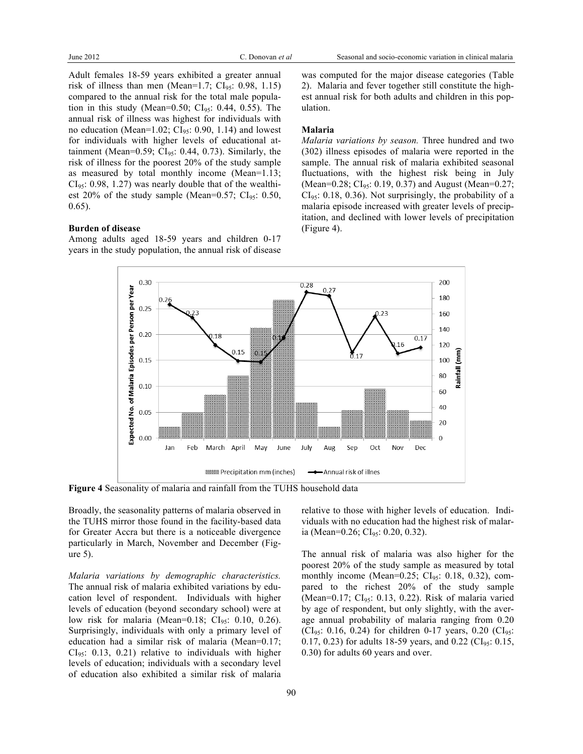Adult females 18-59 years exhibited a greater annual risk of illness than men (Mean=1.7; $CI_{95}$: 0.98, 1.15) compared to the annual risk for the total male population in this study (Mean=0.50; $CI_{95}$: 0.44, 0.55). The annual risk of illness was highest for individuals with no education (Mean=1.02; $CI_{95}$: 0.90, 1.14) and lowest for individuals with higher levels of educational attainment (Mean=0.59; $CI_{95}$: 0.44, 0.73). Similarly, the risk of illness for the poorest 20% of the study sample as measured by total monthly income (Mean=1.13; $CI_{95}$: 0.98, 1.27) was nearly double that of the wealthiest 20% of the study sample (Mean=0.57; $CI_{95}$: 0.50, 0.65).

**Burden of disease**

Among adults aged 18-59 years and children 0-17 years in the study population, the annual risk of disease was computed for the major disease categories (Table 2). Malaria and fever together still constitute the highest annual risk for both adults and children in this population.

**Malaria**

*Malaria variations by season.* Three hundred and two (302) illness episodes of malaria were reported in the sample. The annual risk of malaria exhibited seasonal fluctuations, with the highest risk being in July (Mean=0.28; $CI_{95}$: 0.19, 0.37) and August (Mean=0.27; $CI_{95}$: 0.18, 0.36). Not surprisingly, the probability of a malaria episode increased with greater levels of precipitation, and declined with lower levels of precipitation (Figure 4).

**Figure 4** Seasonality of malaria and rainfall from the TUHS household data

Broadly, the seasonality patterns of malaria observed in the TUHS mirror those found in the facility-based data for Greater Accra but there is a noticeable divergence particularly in March, November and December (Figure 5).

*Malaria variations by demographic characteristics.* The annual risk of malaria exhibited variations by education level of respondent. Individuals with higher levels of education (beyond secondary school) were at low risk for malaria (Mean=0.18; $CI_{95}$: 0.10, 0.26). Surprisingly, individuals with only a primary level of education had a similar risk of malaria (Mean=0.17; $CI_{95}$: 0.13, 0.21) relative to individuals with higher levels of education; individuals with a secondary level of education also exhibited a similar risk of malaria relative to those with higher levels of education. Individuals with no education had the highest risk of malaria (Mean=0.26; $CI_{95}$: 0.20, 0.32).

The annual risk of malaria was also higher for the poorest 20% of the study sample as measured by total monthly income (Mean=0.25; $CI_{95}$: 0.18, 0.32), compared to the richest 20% of the study sample (Mean=0.17; $CI_{95}$: 0.13, 0.22). Risk of malaria varied by age of respondent, but only slightly, with the average annual probability of malaria ranging from 0.20 ($CI_{95}$: 0.16, 0.24) for children 0-17 years, 0.20 ($CI_{95}$: 0.17, 0.23) for adults 18-59 years, and 0.22 ($CI_{95}$: 0.15, 0.30) for adults 60 years and over.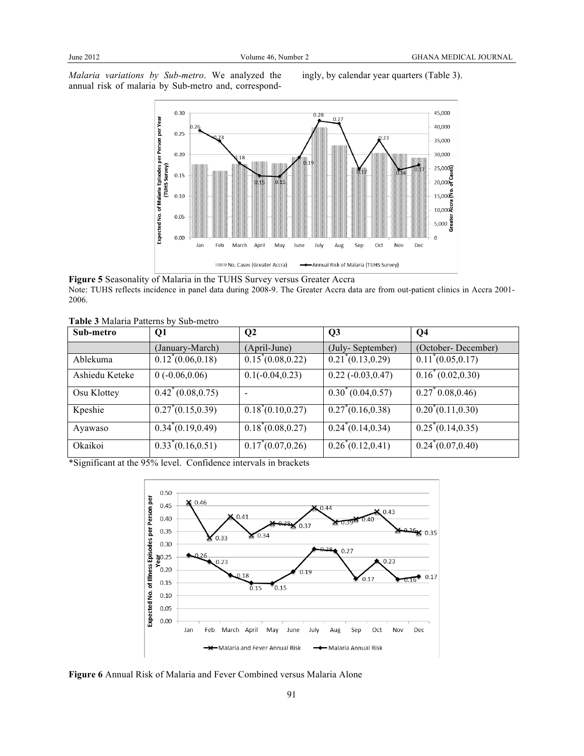*Malaria variations by Sub-metro*. We analyzed the annual risk of malaria by Sub-metro and, correspondingly, by calendar year quarters (Table 3).

**Figure 5** Seasonality of Malaria in the TUHS Survey versus Greater Accra

Note: TUHS reflects incidence in panel data during 2008-9. The Greater Accra data are from out-patient clinics in Accra 2001-2006.

**Table 3** Malaria Patterns by Sub-metro

| Sub-metro | Q1 | Q2 | Q3 | Q4 |
|---|---|---|---|---|
| | (January-March) | (April-June) | (July- September) | (October- December) |
| Ablekuma | 0.12* (0.06,0.18) | 0.15* (0.08,0.22) | 0.21* (0.13,0.29) | 0.11* (0.05,0.17) |
| Ashiedu Keteke | 0 (-0.06,0.06) | 0.1(-0.04,0.23) | 0.22 (-0.03,0.47) | 0.16* (0.02,0.30) |
| Osu Klottey | 0.42* (0.08,0.75) | - | 0.30* (0.04,0.57) | 0.27* 0.08,0.46) |
| Kpeshie | 0.27* (0.15,0.39) | 0.18* (0.10,0.27) | 0.27* (0.16,0.38) | 0.20* (0.11,0.30) |
| Ayawaso | 0.34* (0.19,0.49) | 0.18* (0.08,0.27) | 0.24* (0.14,0.34) | 0.25* (0.14,0.35) |
| Okaikoi | 0.33* (0.16,0.51) | 0.17* (0.07,0.26) | 0.26* (0.12,0.41) | 0.24* (0.07,0.40) |

*Significant at the 95% level. Confidence intervals in brackets

**Figure 6** Annual Risk of Malaria and Fever Combined versus Malaria Alone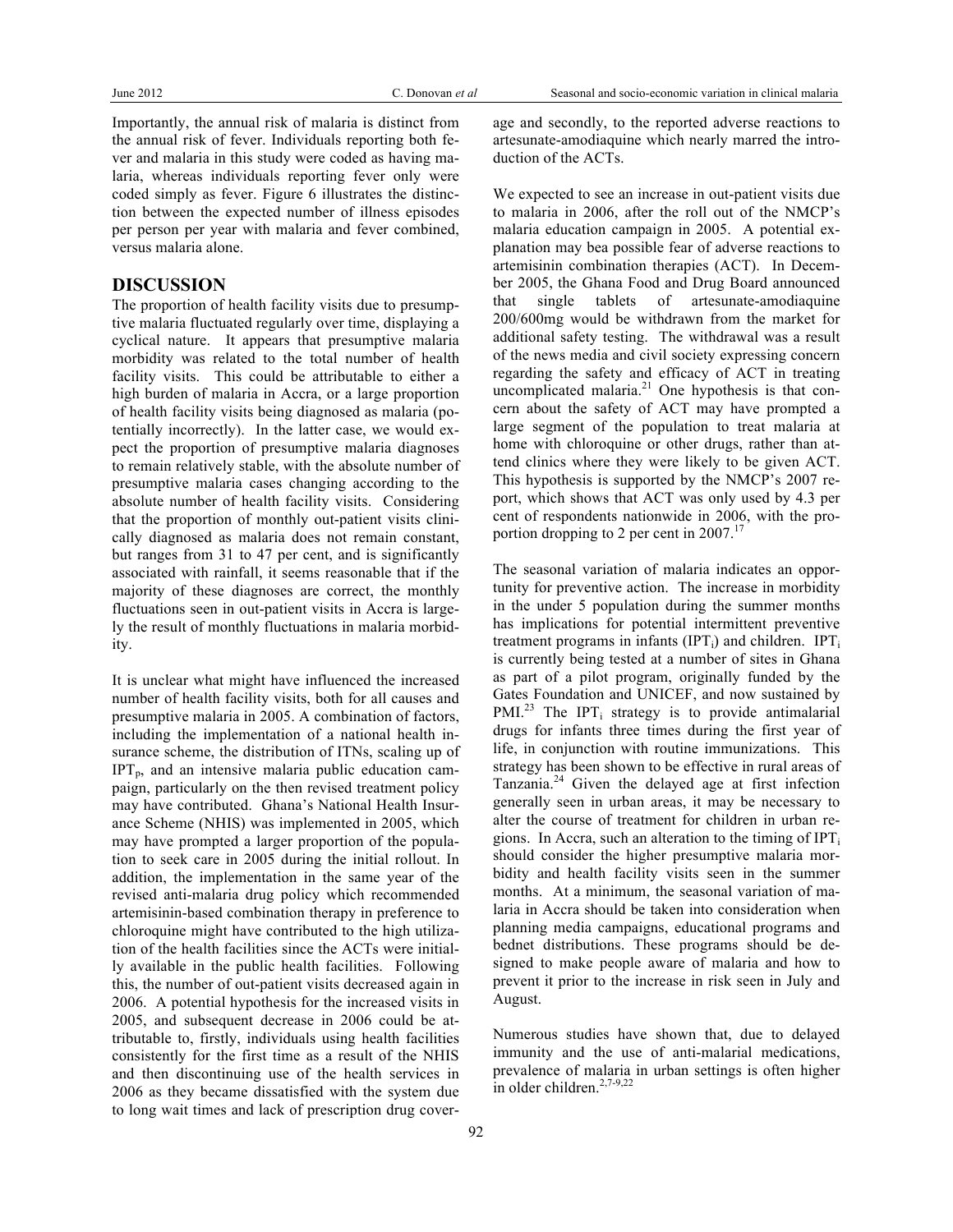Importantly, the annual risk of malaria is distinct from the annual risk of fever. Individuals reporting both fever and malaria in this study were coded as having malaria, whereas individuals reporting fever only were coded simply as fever. Figure 6 illustrates the distinction between the expected number of illness episodes per person per year with malaria and fever combined, versus malaria alone.

## DISCUSSION

The proportion of health facility visits due to presumptive malaria fluctuated regularly over time, displaying a cyclical nature. It appears that presumptive malaria morbidity was related to the total number of health facility visits. This could be attributable to either a high burden of malaria in Accra, or a large proportion of health facility visits being diagnosed as malaria (potentially incorrectly). In the latter case, we would expect the proportion of presumptive malaria diagnoses to remain relatively stable, with the absolute number of presumptive malaria cases changing according to the absolute number of health facility visits. Considering that the proportion of monthly out-patient visits clinically diagnosed as malaria does not remain constant, but ranges from 31 to 47 per cent, and is significantly associated with rainfall, it seems reasonable that if the majority of these diagnoses are correct, the monthly fluctuations seen in out-patient visits in Accra is largely the result of monthly fluctuations in malaria morbidity.

It is unclear what might have influenced the increased number of health facility visits, both for all causes and presumptive malaria in 2005. A combination of factors, including the implementation of a national health insurance scheme, the distribution of ITNs, scaling up of $IPT_p$, and an intensive malaria public education campaign, particularly on the then revised treatment policy may have contributed. Ghana's National Health Insurance Scheme (NHIS) was implemented in 2005, which may have prompted a larger proportion of the population to seek care in 2005 during the initial rollout. In addition, the implementation in the same year of the revised anti-malaria drug policy which recommended artemisinin-based combination therapy in preference to chloroquine might have contributed to the high utilization of the health facilities since the ACTs were initially available in the public health facilities. Following this, the number of out-patient visits decreased again in 2006. A potential hypothesis for the increased visits in 2005, and subsequent decrease in 2006 could be attributable to, firstly, individuals using health facilities consistently for the first time as a result of the NHIS and then discontinuing use of the health services in 2006 as they became dissatisfied with the system due to long wait times and lack of prescription drug coverage and secondly, to the reported adverse reactions to artesunate-amodiaquine which nearly marred the introduction of the ACTs.

We expected to see an increase in out-patient visits due to malaria in 2006, after the roll out of the NMCP's malaria education campaign in 2005. A potential explanation may bea possible fear of adverse reactions to artemisinin combination therapies (ACT). In December 2005, the Ghana Food and Drug Board announced that single tablets of artesunate-amodiaquine 200/600mg would be withdrawn from the market for additional safety testing. The withdrawal was a result of the news media and civil society expressing concern regarding the safety and efficacy of ACT in treating uncomplicated malaria.[21] One hypothesis is that concern about the safety of ACT may have prompted a large segment of the population to treat malaria at home with chloroquine or other drugs, rather than attend clinics where they were likely to be given ACT. This hypothesis is supported by the NMCP's 2007 report, which shows that ACT was only used by 4.3 per cent of respondents nationwide in 2006, with the proportion dropping to 2 per cent in 2007.[17]

The seasonal variation of malaria indicates an opportunity for preventive action. The increase in morbidity in the under 5 population during the summer months has implications for potential intermittent preventive treatment programs in infants ($IPT_i$) and children. $IPT_i$ is currently being tested at a number of sites in Ghana as part of a pilot program, originally funded by the Gates Foundation and UNICEF, and now sustained by PMI.[23] The $IPT_i$ strategy is to provide antimalarial drugs for infants three times during the first year of life, in conjunction with routine immunizations. This strategy has been shown to be effective in rural areas of Tanzania.[24] Given the delayed age at first infection generally seen in urban areas, it may be necessary to alter the course of treatment for children in urban regions. In Accra, such an alteration to the timing of $IPT_i$ should consider the higher presumptive malaria morbidity and health facility visits seen in the summer months. At a minimum, the seasonal variation of malaria in Accra should be taken into consideration when planning media campaigns, educational programs and bednet distributions. These programs should be designed to make people aware of malaria and how to prevent it prior to the increase in risk seen in July and August.

Numerous studies have shown that, due to delayed immunity and the use of anti-malarial medications, prevalence of malaria in urban settings is often higher in older children.[2,7-9,22]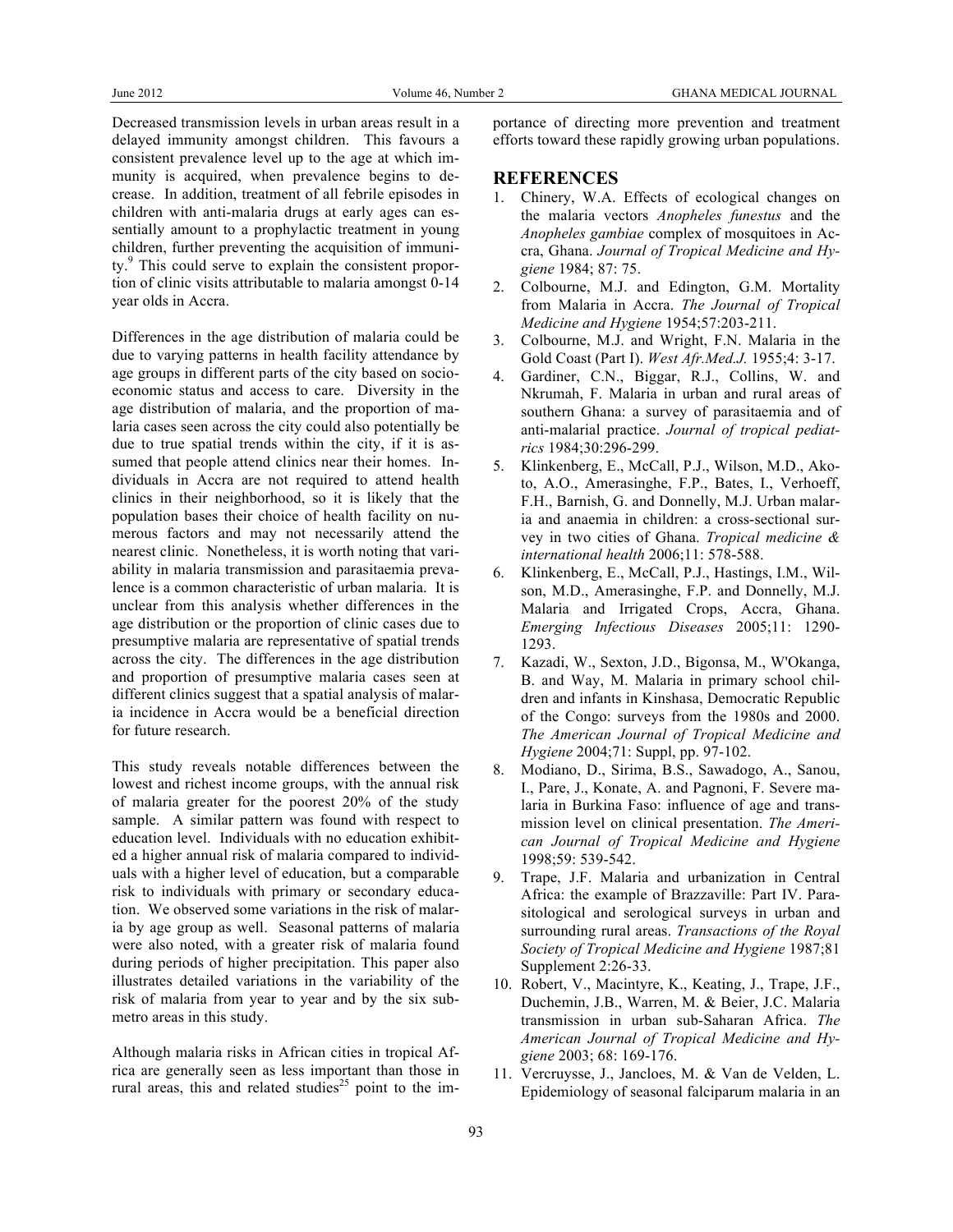Decreased transmission levels in urban areas result in a delayed immunity amongst children. This favours a consistent prevalence level up to the age at which immunity is acquired, when prevalence begins to decrease. In addition, treatment of all febrile episodes in children with anti-malaria drugs at early ages can essentially amount to a prophylactic treatment in young children, further preventing the acquisition of immunity.[9] This could serve to explain the consistent proportion of clinic visits attributable to malaria amongst 0-14 year olds in Accra.

Differences in the age distribution of malaria could be due to varying patterns in health facility attendance by age groups in different parts of the city based on socio-economic status and access to care. Diversity in the age distribution of malaria, and the proportion of malaria cases seen across the city could also potentially be due to true spatial trends within the city, if it is assumed that people attend clinics near their homes. Individuals in Accra are not required to attend health clinics in their neighborhood, so it is likely that the population bases their choice of health facility on numerous factors and may not necessarily attend the nearest clinic. Nonetheless, it is worth noting that variability in malaria transmission and parasitaemia prevalence is a common characteristic of urban malaria. It is unclear from this analysis whether differences in the age distribution or the proportion of clinic cases due to presumptive malaria are representative of spatial trends across the city. The differences in the age distribution and proportion of presumptive malaria cases seen at different clinics suggest that a spatial analysis of malaria incidence in Accra would be a beneficial direction for future research.

This study reveals notable differences between the lowest and richest income groups, with the annual risk of malaria greater for the poorest 20% of the study sample. A similar pattern was found with respect to education level. Individuals with no education exhibited a higher annual risk of malaria compared to individuals with a higher level of education, but a comparable risk to individuals with primary or secondary education. We observed some variations in the risk of malaria by age group as well. Seasonal patterns of malaria were also noted, with a greater risk of malaria found during periods of higher precipitation. This paper also illustrates detailed variations in the variability of the risk of malaria from year to year and by the six sub-metro areas in this study.

Although malaria risks in African cities in tropical Africa are generally seen as less important than those in rural areas, this and related studies[25] point to the importance of directing more prevention and treatment efforts toward these rapidly growing urban populations.

## REFERENCES

1. Chinery, W.A. Effects of ecological changes on the malaria vectors *Anopheles funestus* and the *Anopheles gambiae* complex of mosquitoes in Accra, Ghana. *Journal of Tropical Medicine and Hygiene* 1984; 87: 75.
2. Colbourne, M.J. and Edington, G.M. Mortality from Malaria in Accra. *The Journal of Tropical Medicine and Hygiene* 1954;57:203-211.
3. Colbourne, M.J. and Wright, F.N. Malaria in the Gold Coast (Part I). *West Afr.Med.J.* 1955;4: 3-17.
4. Gardiner, C.N., Biggar, R.J., Collins, W. and Nkrumah, F. Malaria in urban and rural areas of southern Ghana: a survey of parasitaemia and of anti-malarial practice. *Journal of tropical pediatrics* 1984;30:296-299.
5. Klinkenberg, E., McCall, P.J., Wilson, M.D., Akoto, A.O., Amerasinghe, F.P., Bates, I., Verhoeff, F.H., Barnish, G. and Donnelly, M.J. Urban malaria and anaemia in children: a cross-sectional survey in two cities of Ghana. *Tropical medicine & international health* 2006;11: 578-588.
6. Klinkenberg, E., McCall, P.J., Hastings, I.M., Wilson, M.D., Amerasinghe, F.P. and Donnelly, M.J. Malaria and Irrigated Crops, Accra, Ghana. *Emerging Infectious Diseases* 2005;11: 1290-1293.
7. Kazadi, W., Sexton, J.D., Bigonsa, M., W'Okanga, B. and Way, M. Malaria in primary school children and infants in Kinshasa, Democratic Republic of the Congo: surveys from the 1980s and 2000. *The American Journal of Tropical Medicine and Hygiene* 2004;71: Suppl, pp. 97-102.
8. Modiano, D., Sirima, B.S., Sawadogo, A., Sanou, I., Pare, J., Konate, A. and Pagnoni, F. Severe malaria in Burkina Faso: influence of age and transmission level on clinical presentation. *The American Journal of Tropical Medicine and Hygiene* 1998;59: 539-542.
9. Trape, J.F. Malaria and urbanization in Central Africa: the example of Brazzaville: Part IV. Parasitological and serological surveys in urban and surrounding rural areas. *Transactions of the Royal Society of Tropical Medicine and Hygiene* 1987;81 Supplement 2:26-33.
10. Robert, V., Macintyre, K., Keating, J., Trape, J.F., Duchemin, J.B., Warren, M. & Beier, J.C. Malaria transmission in urban sub-Saharan Africa. *The American Journal of Tropical Medicine and Hygiene* 2003; 68: 169-176.
11. Vercruysse, J., Jancloes, M. & Van de Velden, L. Epidemiology of seasonal falciparum malaria in an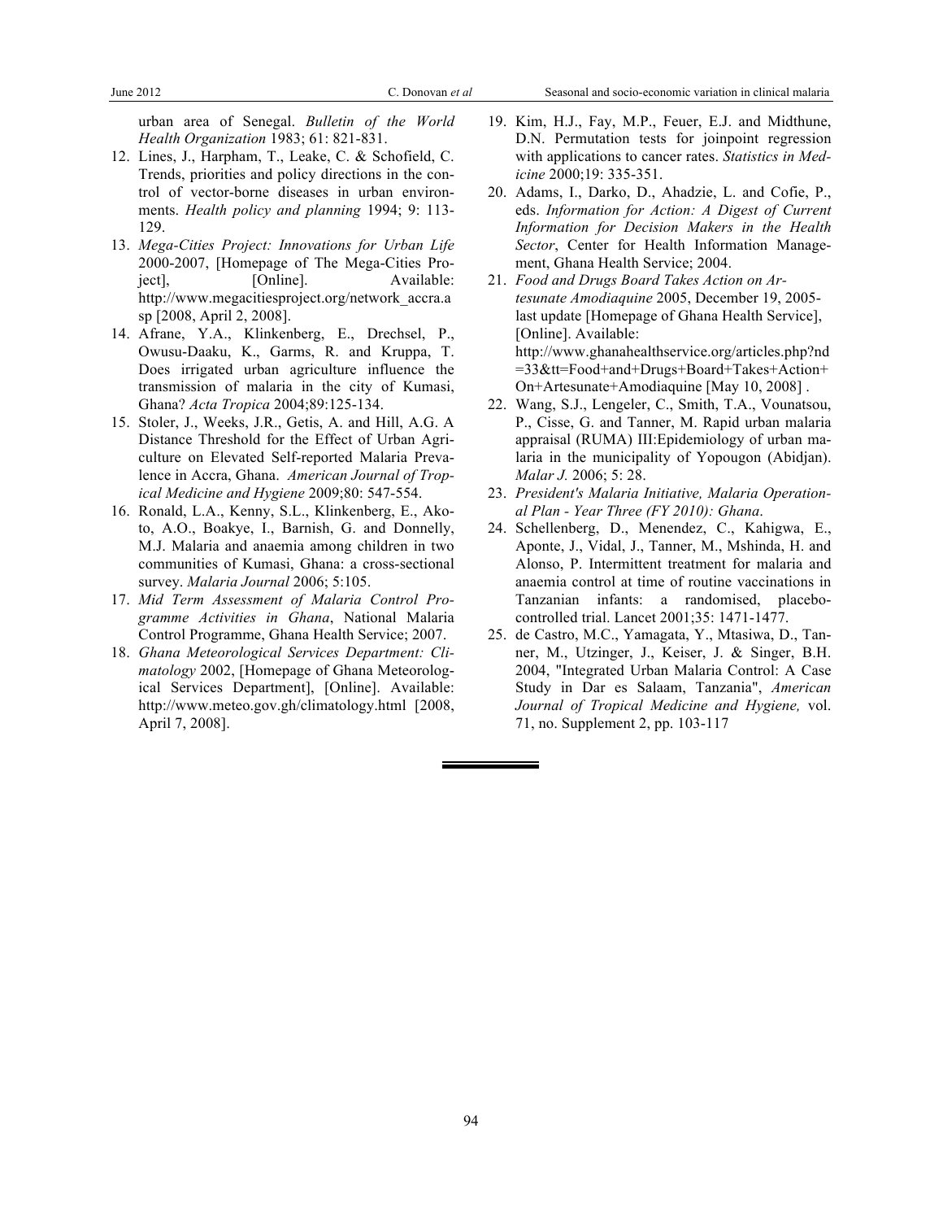urban area of Senegal. *Bulletin of the World Health Organization* 1983; 61: 821-831.

12. Lines, J., Harpham, T., Leake, C. & Schofield, C. Trends, priorities and policy directions in the control of vector-borne diseases in urban environments. *Health policy and planning* 1994; 9: 113-129.
13. *Mega-Cities Project: Innovations for Urban Life* 2000-2007, [Homepage of The Mega-Cities Project], [Online]. Available: http://www.megacitiesproject.org/network_accra.asp [2008, April 2, 2008].
14. Afrane, Y.A., Klinkenberg, E., Drechsel, P., Owusu-Daaku, K., Garms, R. and Kruppa, T. Does irrigated urban agriculture influence the transmission of malaria in the city of Kumasi, Ghana? *Acta Tropica* 2004;89:125-134.
15. Stoler, J., Weeks, J.R., Getis, A. and Hill, A.G. A Distance Threshold for the Effect of Urban Agriculture on Elevated Self-reported Malaria Prevalence in Accra, Ghana. *American Journal of Tropical Medicine and Hygiene* 2009;80: 547-554.
16. Ronald, L.A., Kenny, S.L., Klinkenberg, E., Akoto, A.O., Boakye, I., Barnish, G. and Donnelly, M.J. Malaria and anaemia among children in two communities of Kumasi, Ghana: a cross-sectional survey. *Malaria Journal* 2006; 5:105.
17. *Mid Term Assessment of Malaria Control Programme Activities in Ghana*, National Malaria Control Programme, Ghana Health Service; 2007.
18. *Ghana Meteorological Services Department: Climatology* 2002, [Homepage of Ghana Meteorological Services Department], [Online]. Available: http://www.meteo.gov.gh/climatology.html [2008, April 7, 2008].
19. Kim, H.J., Fay, M.P., Feuer, E.J. and Midthune, D.N. Permutation tests for joinpoint regression with applications to cancer rates. *Statistics in Medicine* 2000;19: 335-351.
20. Adams, I., Darko, D., Ahadzie, L. and Cofie, P., eds. *Information for Action: A Digest of Current Information for Decision Makers in the Health Sector*, Center for Health Information Management, Ghana Health Service; 2004.
21. *Food and Drugs Board Takes Action on Artesunate Amodiaquine* 2005, December 19, 2005-last update [Homepage of Ghana Health Service], [Online]. Available: http://www.ghanahealthservice.org/articles.php?nd=33&tt=Food+and+Drugs+Board+Takes+Action+On+Artesunate+Amodiaquine [May 10, 2008] .
22. Wang, S.J., Lengeler, C., Smith, T.A., Vounatsou, P., Cisse, G. and Tanner, M. Rapid urban malaria appraisal (RUMA) III:Epidemiology of urban malaria in the municipality of Yopougon (Abidjan). *Malar J.* 2006; 5: 28.
23. *President's Malaria Initiative, Malaria Operational Plan - Year Three (FY 2010): Ghana*.
24. Schellenberg, D., Menendez, C., Kahigwa, E., Aponte, J., Vidal, J., Tanner, M., Mshinda, H. and Alonso, P. Intermittent treatment for malaria and anaemia control at time of routine vaccinations in Tanzanian infants: a randomised, placebo-controlled trial. Lancet 2001;35: 1471-1477.
25. de Castro, M.C., Yamagata, Y., Mtasiwa, D., Tanner, M., Utzinger, J., Keiser, J. & Singer, B.H. 2004, "Integrated Urban Malaria Control: A Case Study in Dar es Salaam, Tanzania", *American Journal of Tropical Medicine and Hygiene,* vol. 71, no. Supplement 2, pp. 103-117